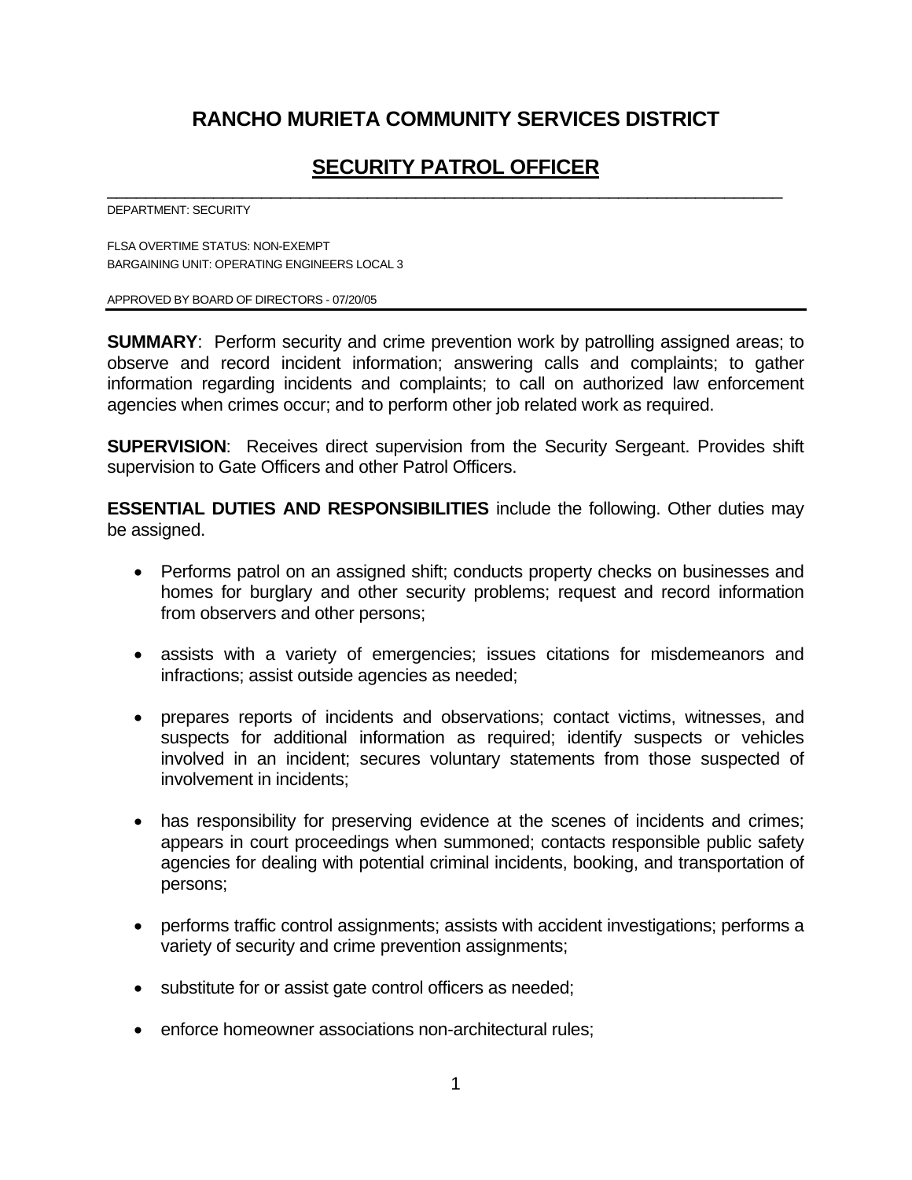# RANCHO MURIETA COMMUNITY SERVICES DISTRICT

## SECURITY PATROL OFFICER

DEPARTMENT: SECURITY

FLSA OVERTIME STATUS: NON-EXEMPT
BARGAINING UNIT: OPERATING ENGINEERS LOCAL 3

APPROVED BY BOARD OF DIRECTORS - 07/20/05

---

**SUMMARY**: Perform security and crime prevention work by patrolling assigned areas; to observe and record incident information; answering calls and complaints; to gather information regarding incidents and complaints; to call on authorized law enforcement agencies when crimes occur; and to perform other job related work as required.

**SUPERVISION**: Receives direct supervision from the Security Sergeant. Provides shift supervision to Gate Officers and other Patrol Officers.

**ESSENTIAL DUTIES AND RESPONSIBILITIES** include the following. Other duties may be assigned.

- Performs patrol on an assigned shift; conducts property checks on businesses and homes for burglary and other security problems; request and record information from observers and other persons;
- assists with a variety of emergencies; issues citations for misdemeanors and infractions; assist outside agencies as needed;
- prepares reports of incidents and observations; contact victims, witnesses, and suspects for additional information as required; identify suspects or vehicles involved in an incident; secures voluntary statements from those suspected of involvement in incidents;
- has responsibility for preserving evidence at the scenes of incidents and crimes; appears in court proceedings when summoned; contacts responsible public safety agencies for dealing with potential criminal incidents, booking, and transportation of persons;
- performs traffic control assignments; assists with accident investigations; performs a variety of security and crime prevention assignments;
- substitute for or assist gate control officers as needed;
- enforce homeowner associations non-architectural rules;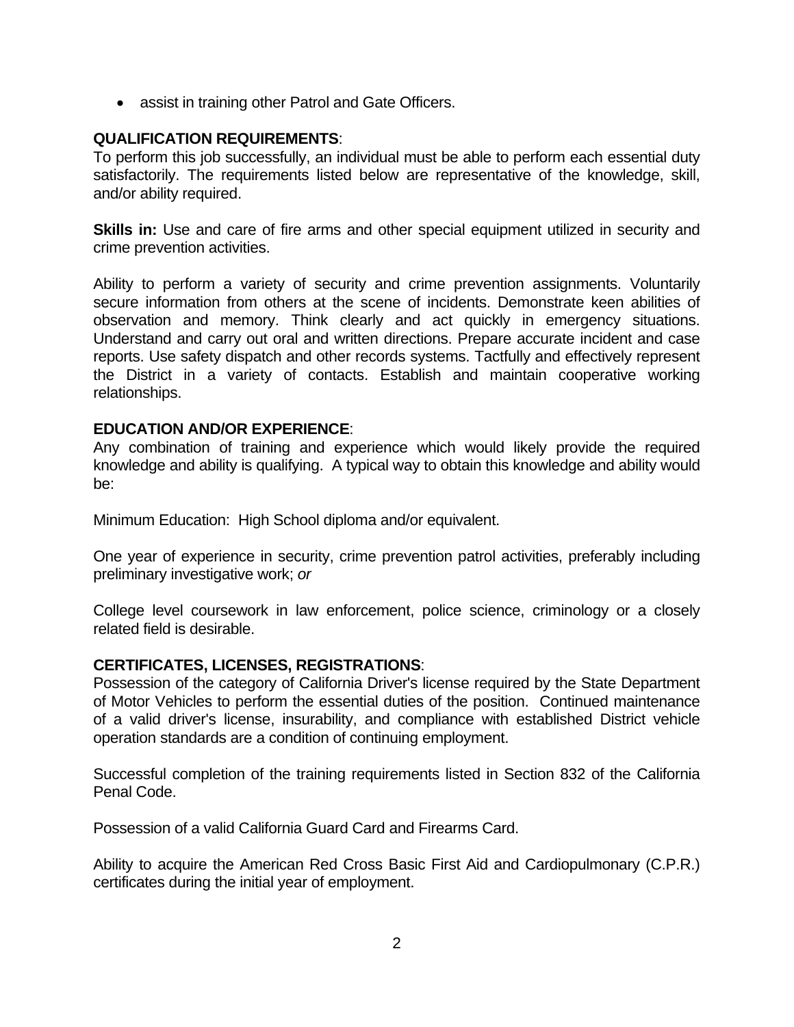- assist in training other Patrol and Gate Officers.

**QUALIFICATION REQUIREMENTS**:

To perform this job successfully, an individual must be able to perform each essential duty satisfactorily. The requirements listed below are representative of the knowledge, skill, and/or ability required.

**Skills in:** Use and care of fire arms and other special equipment utilized in security and crime prevention activities.

Ability to perform a variety of security and crime prevention assignments. Voluntarily secure information from others at the scene of incidents. Demonstrate keen abilities of observation and memory. Think clearly and act quickly in emergency situations. Understand and carry out oral and written directions. Prepare accurate incident and case reports. Use safety dispatch and other records systems. Tactfully and effectively represent the District in a variety of contacts. Establish and maintain cooperative working relationships.

**EDUCATION AND/OR EXPERIENCE**:

Any combination of training and experience which would likely provide the required knowledge and ability is qualifying. A typical way to obtain this knowledge and ability would be:

Minimum Education: High School diploma and/or equivalent.

One year of experience in security, crime prevention patrol activities, preferably including preliminary investigative work; *or*

College level coursework in law enforcement, police science, criminology or a closely related field is desirable.

**CERTIFICATES, LICENSES, REGISTRATIONS**:

Possession of the category of California Driver's license required by the State Department of Motor Vehicles to perform the essential duties of the position. Continued maintenance of a valid driver's license, insurability, and compliance with established District vehicle operation standards are a condition of continuing employment.

Successful completion of the training requirements listed in Section 832 of the California Penal Code.

Possession of a valid California Guard Card and Firearms Card.

Ability to acquire the American Red Cross Basic First Aid and Cardiopulmonary (C.P.R.) certificates during the initial year of employment.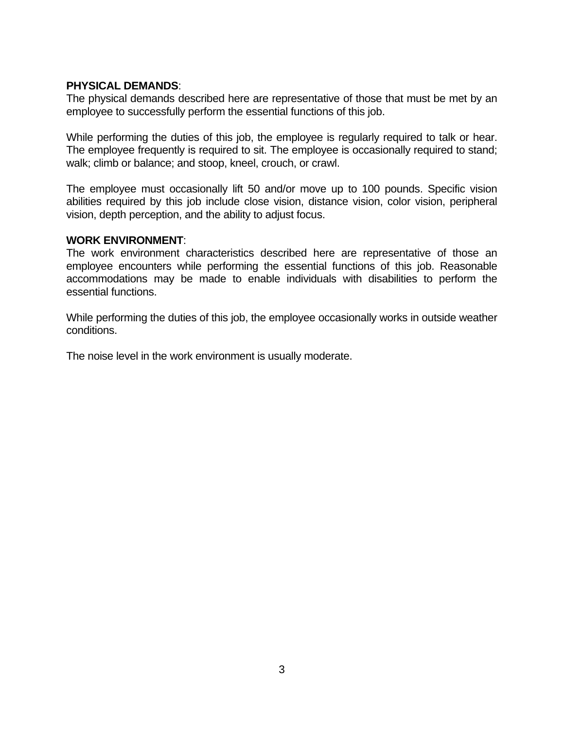**PHYSICAL DEMANDS**:
The physical demands described here are representative of those that must be met by an employee to successfully perform the essential functions of this job.

While performing the duties of this job, the employee is regularly required to talk or hear. The employee frequently is required to sit. The employee is occasionally required to stand; walk; climb or balance; and stoop, kneel, crouch, or crawl.

The employee must occasionally lift 50 and/or move up to 100 pounds. Specific vision abilities required by this job include close vision, distance vision, color vision, peripheral vision, depth perception, and the ability to adjust focus.

**WORK ENVIRONMENT**:
The work environment characteristics described here are representative of those an employee encounters while performing the essential functions of this job. Reasonable accommodations may be made to enable individuals with disabilities to perform the essential functions.

While performing the duties of this job, the employee occasionally works in outside weather conditions.

The noise level in the work environment is usually moderate.